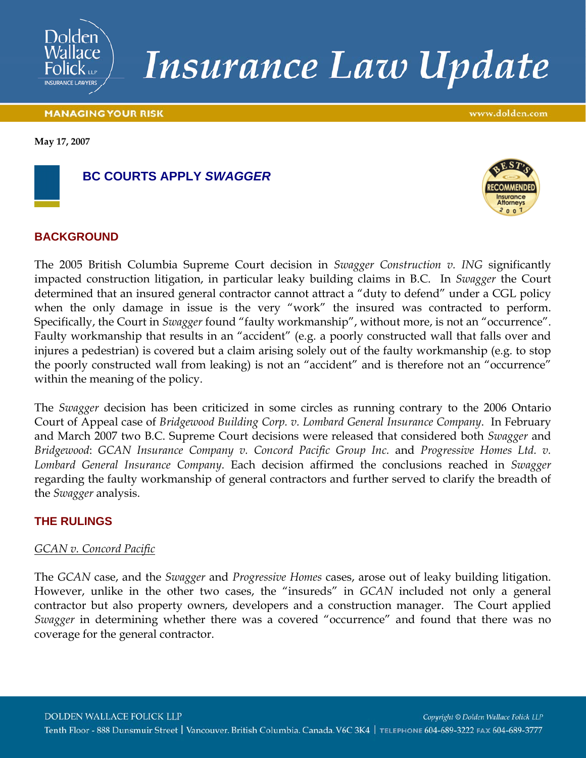# Insurance Law Update

**MANAGING YOUR RISK**

**May 17, 2007**

## BC COURTS APPLY *SWAGGER*

### BACKGROUND

The 2005 British Columbia Supreme Court decision in *Swagger Construction v. ING* significantly impacted construction litigation, in particular leaky building claims in B.C. In *Swagger* the Court determined that an insured general contractor cannot attract a "duty to defend" under a CGL policy when the only damage in issue is the very "work" the insured was contracted to perform. Specifically, the Court in *Swagger* found "faulty workmanship", without more, is not an "occurrence". Faulty workmanship that results in an "accident" (e.g. a poorly constructed wall that falls over and injures a pedestrian) is covered but a claim arising solely out of the faulty workmanship (e.g. to stop the poorly constructed wall from leaking) is not an "accident" and is therefore not an "occurrence" within the meaning of the policy.

The *Swagger* decision has been criticized in some circles as running contrary to the 2006 Ontario Court of Appeal case of *Bridgewood Building Corp. v. Lombard General Insurance Company*. In February and March 2007 two B.C. Supreme Court decisions were released that considered both *Swagger* and *Bridgewood*: *GCAN Insurance Company v. Concord Pacific Group Inc.* and *Progressive Homes Ltd. v. Lombard General Insurance Company*. Each decision affirmed the conclusions reached in *Swagger* regarding the faulty workmanship of general contractors and further served to clarify the breadth of the *Swagger* analysis.

### THE RULINGS

*GCAN v. Concord Pacific*

The *GCAN* case, and the *Swagger* and *Progressive Homes* cases, arose out of leaky building litigation. However, unlike in the other two cases, the "insureds" in *GCAN* included not only a general contractor but also property owners, developers and a construction manager. The Court applied *Swagger* in determining whether there was a covered "occurrence" and found that there was no coverage for the general contractor.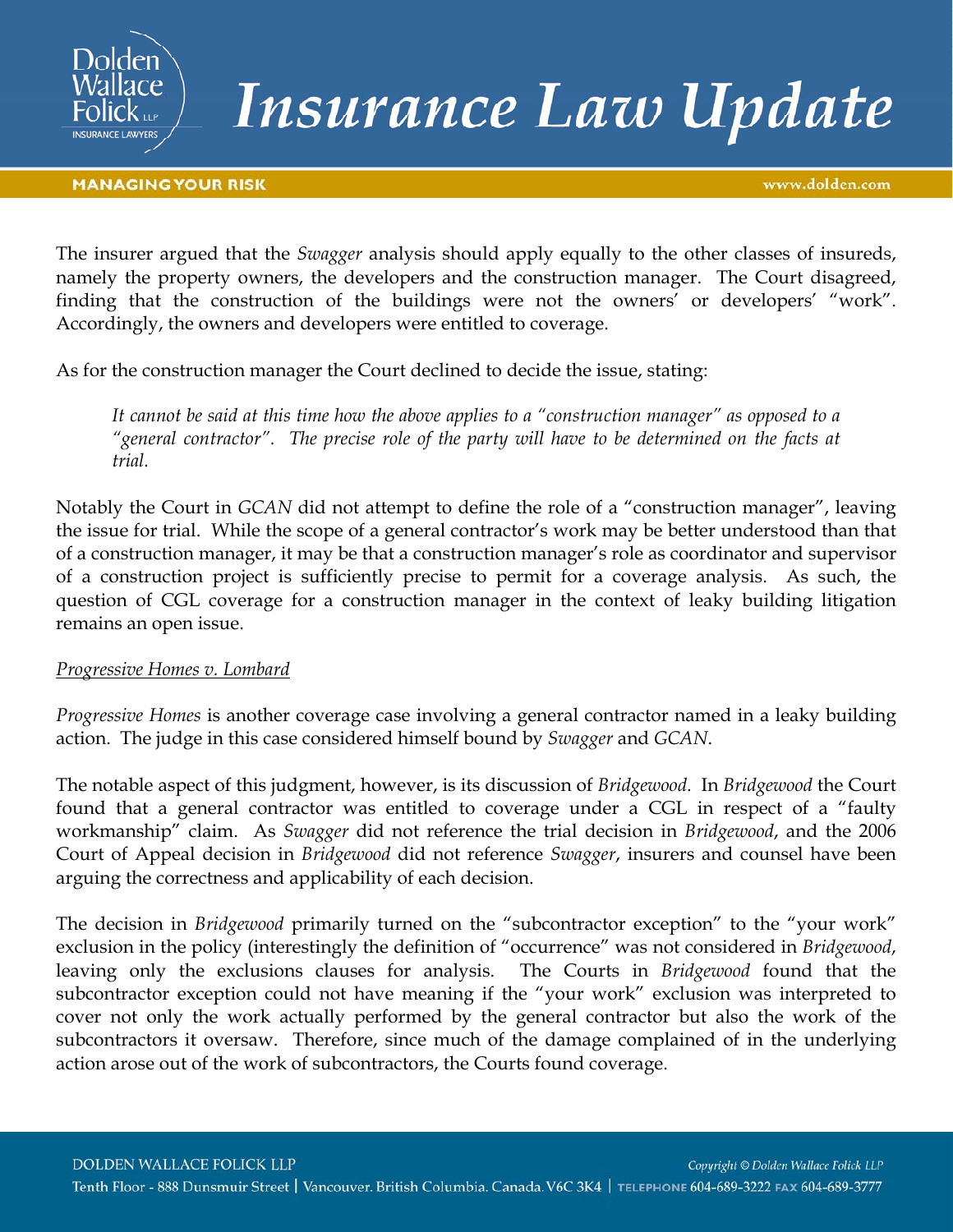The insurer argued that the *Swagger* analysis should apply equally to the other classes of insureds, namely the property owners, the developers and the construction manager. The Court disagreed, finding that the construction of the buildings were not the owners' or developers' "work". Accordingly, the owners and developers were entitled to coverage.

As for the construction manager the Court declined to decide the issue, stating:

> *It cannot be said at this time how the above applies to a "construction manager" as opposed to a "general contractor". The precise role of the party will have to be determined on the facts at trial.*

Notably the Court in *GCAN* did not attempt to define the role of a "construction manager", leaving the issue for trial. While the scope of a general contractor's work may be better understood than that of a construction manager, it may be that a construction manager's role as coordinator and supervisor of a construction project is sufficiently precise to permit for a coverage analysis. As such, the question of CGL coverage for a construction manager in the context of leaky building litigation remains an open issue.

<u>*Progressive Homes v. Lombard*</u>

*Progressive Homes* is another coverage case involving a general contractor named in a leaky building action. The judge in this case considered himself bound by *Swagger* and *GCAN*.

The notable aspect of this judgment, however, is its discussion of *Bridgewood*. In *Bridgewood* the Court found that a general contractor was entitled to coverage under a CGL in respect of a "faulty workmanship" claim. As *Swagger* did not reference the trial decision in *Bridgewood*, and the 2006 Court of Appeal decision in *Bridgewood* did not reference *Swagger*, insurers and counsel have been arguing the correctness and applicability of each decision.

The decision in *Bridgewood* primarily turned on the "subcontractor exception" to the "your work" exclusion in the policy (interestingly the definition of "occurrence" was not considered in *Bridgewood*, leaving only the exclusions clauses for analysis. The Courts in *Bridgewood* found that the subcontractor exception could not have meaning if the "your work" exclusion was interpreted to cover not only the work actually performed by the general contractor but also the work of the subcontractors it oversaw. Therefore, since much of the damage complained of in the underlying action arose out of the work of subcontractors, the Courts found coverage.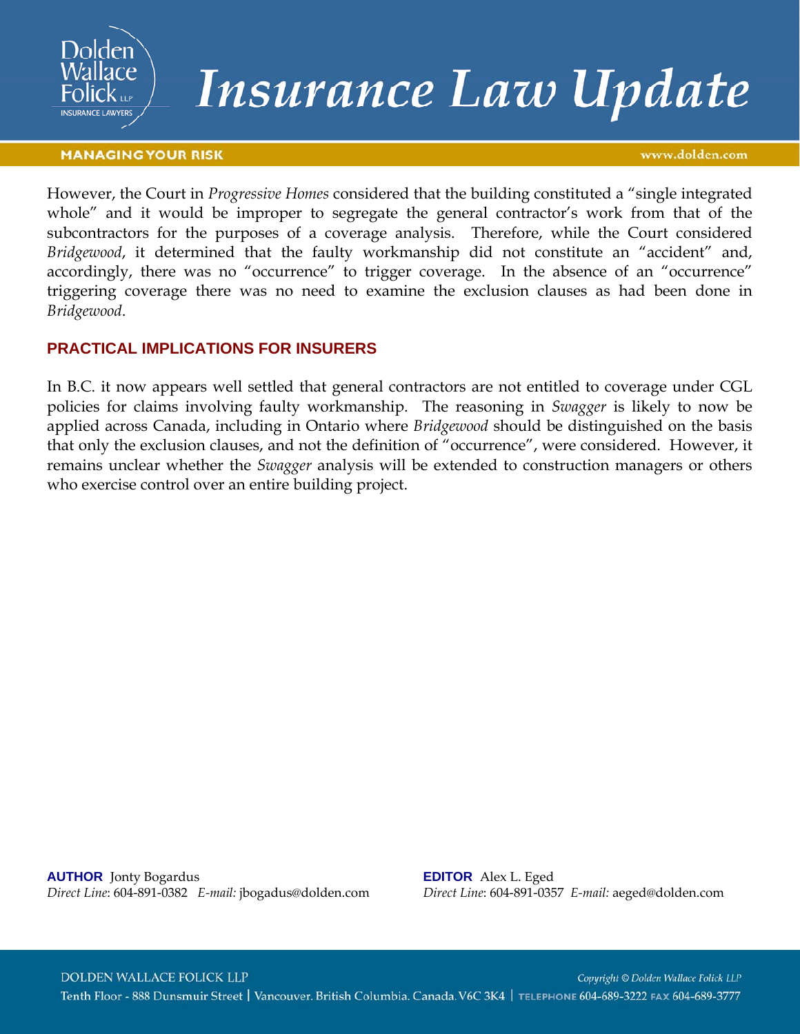However, the Court in *Progressive Homes* considered that the building constituted a "single integrated whole" and it would be improper to segregate the general contractor's work from that of the subcontractors for the purposes of a coverage analysis. Therefore, while the Court considered *Bridgewood*, it determined that the faulty workmanship did not constitute an "accident" and, accordingly, there was no "occurrence" to trigger coverage. In the absence of an "occurrence" triggering coverage there was no need to examine the exclusion clauses as had been done in *Bridgewood*.

## PRACTICAL IMPLICATIONS FOR INSURERS

In B.C. it now appears well settled that general contractors are not entitled to coverage under CGL policies for claims involving faulty workmanship. The reasoning in *Swagger* is likely to now be applied across Canada, including in Ontario where *Bridgewood* should be distinguished on the basis that only the exclusion clauses, and not the definition of "occurrence", were considered. However, it remains unclear whether the *Swagger* analysis will be extended to construction managers or others who exercise control over an entire building project.

**AUTHOR** Jonty Bogardus
*Direct Line*: 604-891-0382 *E-mail:* jbogadus@dolden.com

**EDITOR** Alex L. Eged
*Direct Line*: 604-891-0357 *E-mail:* aeged@dolden.com